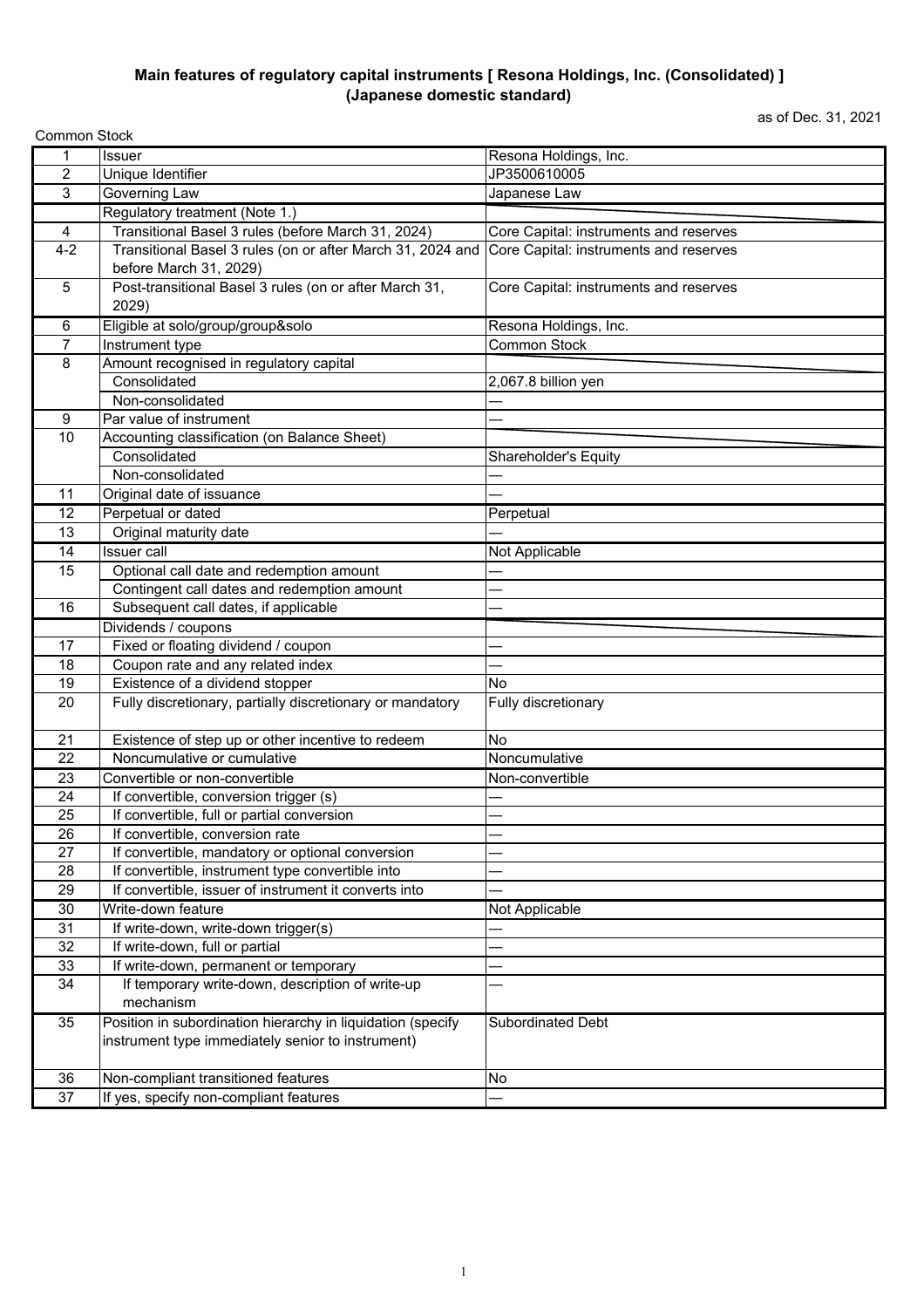**Main features of regulatory capital instruments [ Resona Holdings, Inc. (Consolidated) ]**
**(Japanese domestic standard)**

as of Dec. 31, 2021

Common Stock

| | | |
|---|---|---|
| 1 | Issuer | Resona Holdings, Inc. |
| 2 | Unique Identifier | JP3500610005 |
| 3 | Governing Law | Japanese Law |
| | Regulatory treatment (Note 1.) | |
| 4 | Transitional Basel 3 rules (before March 31, 2024) | Core Capital: instruments and reserves |
| 4-2 | Transitional Basel 3 rules (on or after March 31, 2024 and before March 31, 2029) | Core Capital: instruments and reserves |
| 5 | Post-transitional Basel 3 rules (on or after March 31, 2029) | Core Capital: instruments and reserves |
| 6 | Eligible at solo/group/group&solo | Resona Holdings, Inc. |
| 7 | Instrument type | Common Stock |
| 8 | Amount recognised in regulatory capital | |
| | Consolidated | 2,067.8 billion yen |
| | Non-consolidated | — |
| 9 | Par value of instrument | — |
| 10 | Accounting classification (on Balance Sheet) | |
| | Consolidated | Shareholder's Equity |
| | Non-consolidated | — |
| 11 | Original date of issuance | — |
| 12 | Perpetual or dated | Perpetual |
| 13 | Original maturity date | — |
| 14 | Issuer call | Not Applicable |
| 15 | Optional call date and redemption amount | — |
| | Contingent call dates and redemption amount | — |
| 16 | Subsequent call dates, if applicable | — |
| | Dividends / coupons | |
| 17 | Fixed or floating dividend / coupon | — |
| 18 | Coupon rate and any related index | — |
| 19 | Existence of a dividend stopper | No |
| 20 | Fully discretionary, partially discretionary or mandatory | Fully discretionary |
| 21 | Existence of step up or other incentive to redeem | No |
| 22 | Noncumulative or cumulative | Noncumulative |
| 23 | Convertible or non-convertible | Non-convertible |
| 24 | If convertible, conversion trigger (s) | — |
| 25 | If convertible, full or partial conversion | — |
| 26 | If convertible, conversion rate | — |
| 27 | If convertible, mandatory or optional conversion | — |
| 28 | If convertible, instrument type convertible into | — |
| 29 | If convertible, issuer of instrument it converts into | — |
| 30 | Write-down feature | Not Applicable |
| 31 | If write-down, write-down trigger(s) | — |
| 32 | If write-down, full or partial | — |
| 33 | If write-down, permanent or temporary | — |
| 34 | If temporary write-down, description of write-up mechanism | — |
| 35 | Position in subordination hierarchy in liquidation (specify instrument type immediately senior to instrument) | Subordinated Debt |
| 36 | Non-compliant transitioned features | No |
| 37 | If yes, specify non-compliant features | — |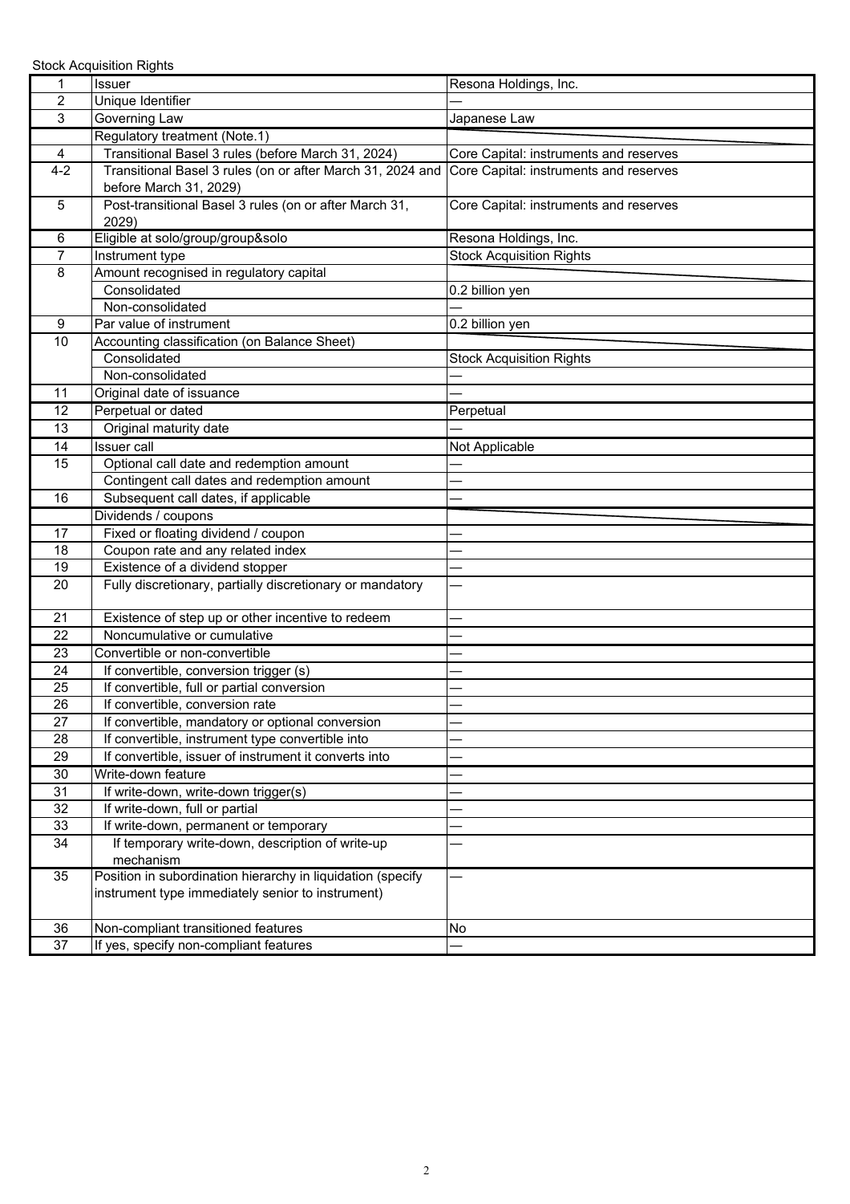Stock Acquisition Rights

| | | |
|---|---|---|
| 1 | Issuer | Resona Holdings, Inc. |
| 2 | Unique Identifier | — |
| 3 | Governing Law | Japanese Law |
| | Regulatory treatment (Note.1) | |
| 4 | Transitional Basel 3 rules (before March 31, 2024) | Core Capital: instruments and reserves |
| 4-2 | Transitional Basel 3 rules (on or after March 31, 2024 and before March 31, 2029) | Core Capital: instruments and reserves |
| 5 | Post-transitional Basel 3 rules (on or after March 31, 2029) | Core Capital: instruments and reserves |
| 6 | Eligible at solo/group/group&solo | Resona Holdings, Inc. |
| 7 | Instrument type | Stock Acquisition Rights |
| 8 | Amount recognised in regulatory capital | |
| | Consolidated | 0.2 billion yen |
| | Non-consolidated | — |
| 9 | Par value of instrument | 0.2 billion yen |
| 10 | Accounting classification (on Balance Sheet) | |
| | Consolidated | Stock Acquisition Rights |
| | Non-consolidated | — |
| 11 | Original date of issuance | — |
| 12 | Perpetual or dated | Perpetual |
| 13 | Original maturity date | — |
| 14 | Issuer call | Not Applicable |
| 15 | Optional call date and redemption amount | — |
| | Contingent call dates and redemption amount | — |
| 16 | Subsequent call dates, if applicable | — |
| | Dividends / coupons | |
| 17 | Fixed or floating dividend / coupon | — |
| 18 | Coupon rate and any related index | — |
| 19 | Existence of a dividend stopper | — |
| 20 | Fully discretionary, partially discretionary or mandatory | — |
| 21 | Existence of step up or other incentive to redeem | — |
| 22 | Noncumulative or cumulative | — |
| 23 | Convertible or non-convertible | — |
| 24 | If convertible, conversion trigger (s) | — |
| 25 | If convertible, full or partial conversion | — |
| 26 | If convertible, conversion rate | — |
| 27 | If convertible, mandatory or optional conversion | — |
| 28 | If convertible, instrument type convertible into | — |
| 29 | If convertible, issuer of instrument it converts into | — |
| 30 | Write-down feature | — |
| 31 | If write-down, write-down trigger(s) | — |
| 32 | If write-down, full or partial | — |
| 33 | If write-down, permanent or temporary | — |
| 34 | If temporary write-down, description of write-up mechanism | — |
| 35 | Position in subordination hierarchy in liquidation (specify instrument type immediately senior to instrument) | — |
| 36 | Non-compliant transitioned features | No |
| 37 | If yes, specify non-compliant features | — |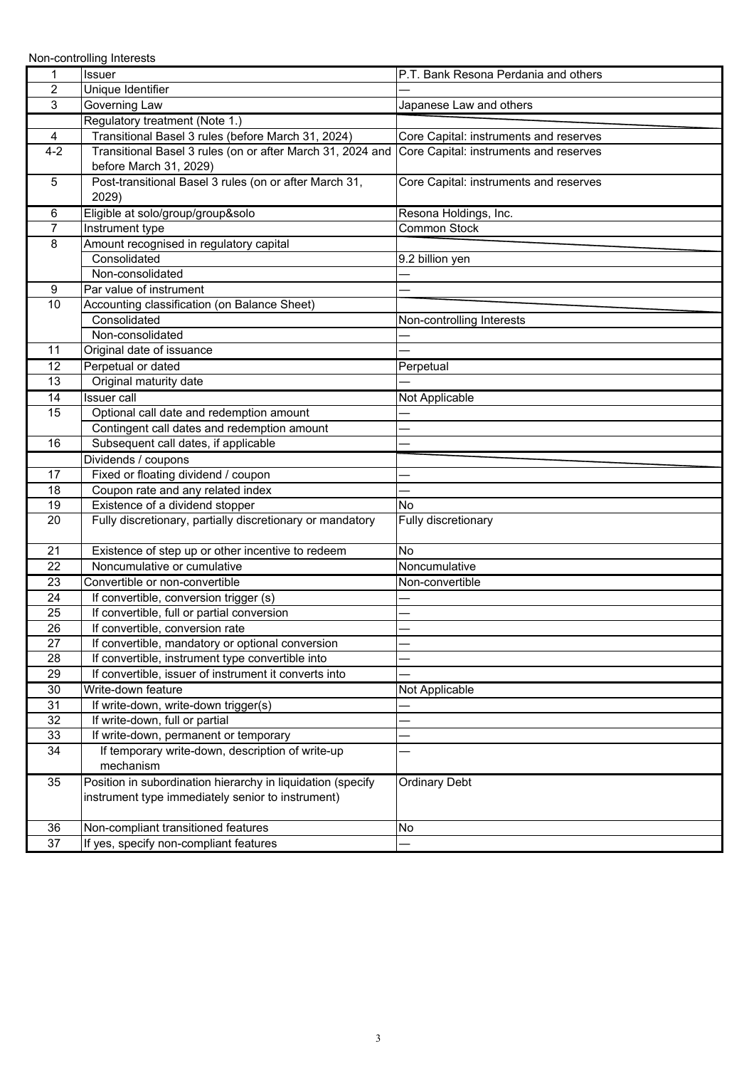Non-controlling Interests

| | | |
|---|---|---|
| 1 | Issuer | P.T. Bank Resona Perdania and others |
| 2 | Unique Identifier | — |
| 3 | Governing Law | Japanese Law and others |
| | Regulatory treatment (Note 1.) | |
| 4 | Transitional Basel 3 rules (before March 31, 2024) | Core Capital: instruments and reserves |
| 4-2 | Transitional Basel 3 rules (on or after March 31, 2024 and before March 31, 2029) | Core Capital: instruments and reserves |
| 5 | Post-transitional Basel 3 rules (on or after March 31, 2029) | Core Capital: instruments and reserves |
| 6 | Eligible at solo/group/group&solo | Resona Holdings, Inc. |
| 7 | Instrument type | Common Stock |
| 8 | Amount recognised in regulatory capital | |
| | Consolidated | 9.2 billion yen |
| | Non-consolidated | — |
| 9 | Par value of instrument | — |
| 10 | Accounting classification (on Balance Sheet) | |
| | Consolidated | Non-controlling Interests |
| | Non-consolidated | — |
| 11 | Original date of issuance | — |
| 12 | Perpetual or dated | Perpetual |
| 13 | Original maturity date | — |
| 14 | Issuer call | Not Applicable |
| 15 | Optional call date and redemption amount | — |
| | Contingent call dates and redemption amount | — |
| 16 | Subsequent call dates, if applicable | — |
| | Dividends / coupons | |
| 17 | Fixed or floating dividend / coupon | — |
| 18 | Coupon rate and any related index | — |
| 19 | Existence of a dividend stopper | No |
| 20 | Fully discretionary, partially discretionary or mandatory | Fully discretionary |
| 21 | Existence of step up or other incentive to redeem | No |
| 22 | Noncumulative or cumulative | Noncumulative |
| 23 | Convertible or non-convertible | Non-convertible |
| 24 | If convertible, conversion trigger (s) | — |
| 25 | If convertible, full or partial conversion | — |
| 26 | If convertible, conversion rate | — |
| 27 | If convertible, mandatory or optional conversion | — |
| 28 | If convertible, instrument type convertible into | — |
| 29 | If convertible, issuer of instrument it converts into | — |
| 30 | Write-down feature | Not Applicable |
| 31 | If write-down, write-down trigger(s) | — |
| 32 | If write-down, full or partial | — |
| 33 | If write-down, permanent or temporary | — |
| 34 | If temporary write-down, description of write-up mechanism | — |
| 35 | Position in subordination hierarchy in liquidation (specify instrument type immediately senior to instrument) | Ordinary Debt |
| 36 | Non-compliant transitioned features | No |
| 37 | If yes, specify non-compliant features | — |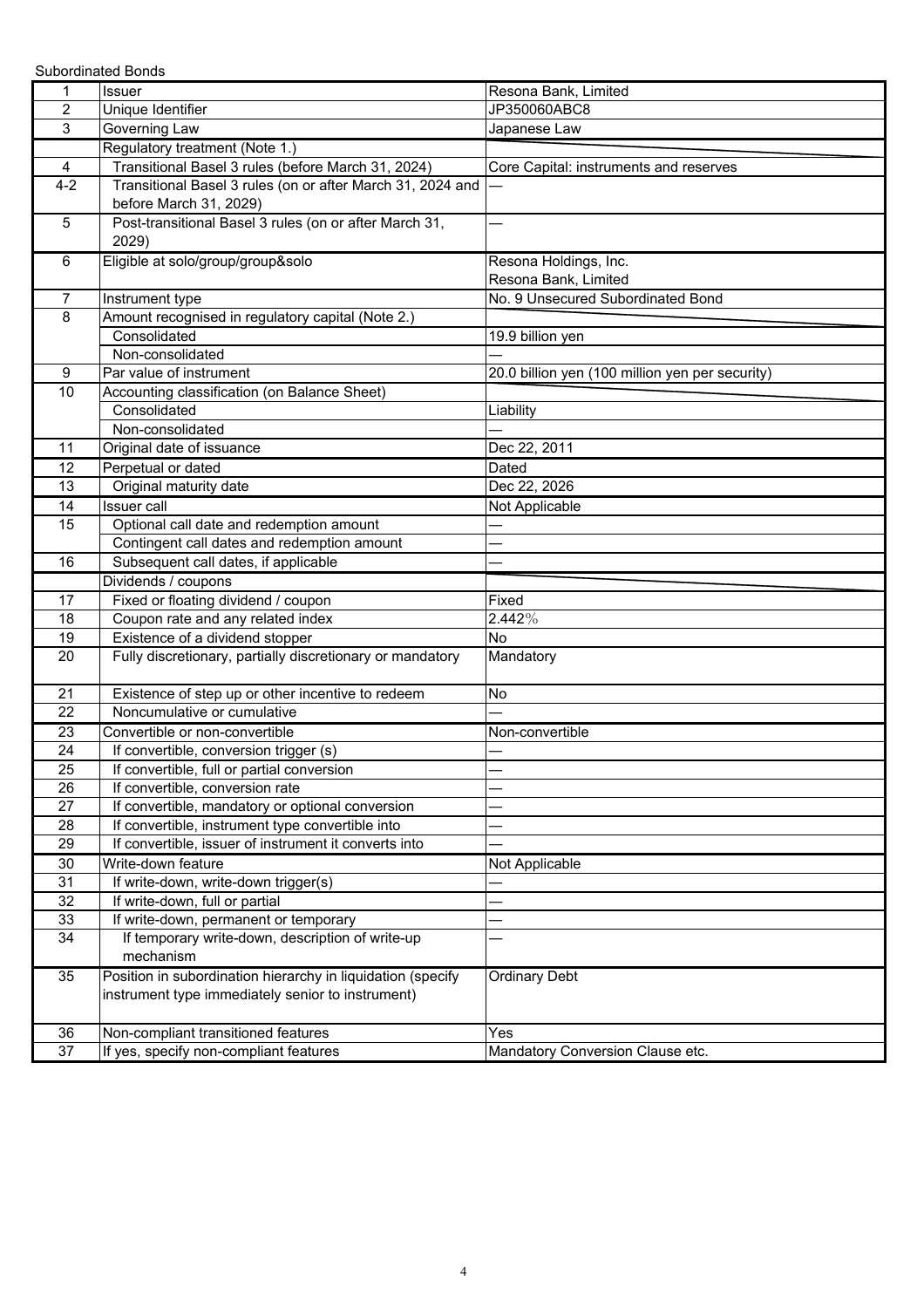Subordinated Bonds

| | | |
|---|---|---|
| 1 | Issuer | Resona Bank, Limited |
| 2 | Unique Identifier | JP350060ABC8 |
| 3 | Governing Law | Japanese Law |
| | Regulatory treatment (Note 1.) | |
| 4 | Transitional Basel 3 rules (before March 31, 2024) | Core Capital: instruments and reserves |
| 4-2 | Transitional Basel 3 rules (on or after March 31, 2024 and before March 31, 2029) | — |
| 5 | Post-transitional Basel 3 rules (on or after March 31, 2029) | — |
| 6 | Eligible at solo/group/group&solo | Resona Holdings, Inc.<br>Resona Bank, Limited |
| 7 | Instrument type | No. 9 Unsecured Subordinated Bond |
| 8 | Amount recognised in regulatory capital (Note 2.) | |
| | Consolidated | 19.9 billion yen |
| | Non-consolidated | — |
| 9 | Par value of instrument | 20.0 billion yen (100 million yen per security) |
| 10 | Accounting classification (on Balance Sheet) | |
| | Consolidated | Liability |
| | Non-consolidated | — |
| 11 | Original date of issuance | Dec 22, 2011 |
| 12 | Perpetual or dated | Dated |
| 13 | Original maturity date | Dec 22, 2026 |
| 14 | Issuer call | Not Applicable |
| 15 | Optional call date and redemption amount | — |
| | Contingent call dates and redemption amount | — |
| 16 | Subsequent call dates, if applicable | — |
| | Dividends / coupons | |
| 17 | Fixed or floating dividend / coupon | Fixed |
| 18 | Coupon rate and any related index | 2.442% |
| 19 | Existence of a dividend stopper | No |
| 20 | Fully discretionary, partially discretionary or mandatory | Mandatory |
| 21 | Existence of step up or other incentive to redeem | No |
| 22 | Noncumulative or cumulative | — |
| 23 | Convertible or non-convertible | Non-convertible |
| 24 | If convertible, conversion trigger (s) | — |
| 25 | If convertible, full or partial conversion | — |
| 26 | If convertible, conversion rate | — |
| 27 | If convertible, mandatory or optional conversion | — |
| 28 | If convertible, instrument type convertible into | — |
| 29 | If convertible, issuer of instrument it converts into | — |
| 30 | Write-down feature | Not Applicable |
| 31 | If write-down, write-down trigger(s) | — |
| 32 | If write-down, full or partial | — |
| 33 | If write-down, permanent or temporary | — |
| 34 | If temporary write-down, description of write-up mechanism | — |
| 35 | Position in subordination hierarchy in liquidation (specify instrument type immediately senior to instrument) | Ordinary Debt |
| 36 | Non-compliant transitioned features | Yes |
| 37 | If yes, specify non-compliant features | Mandatory Conversion Clause etc. |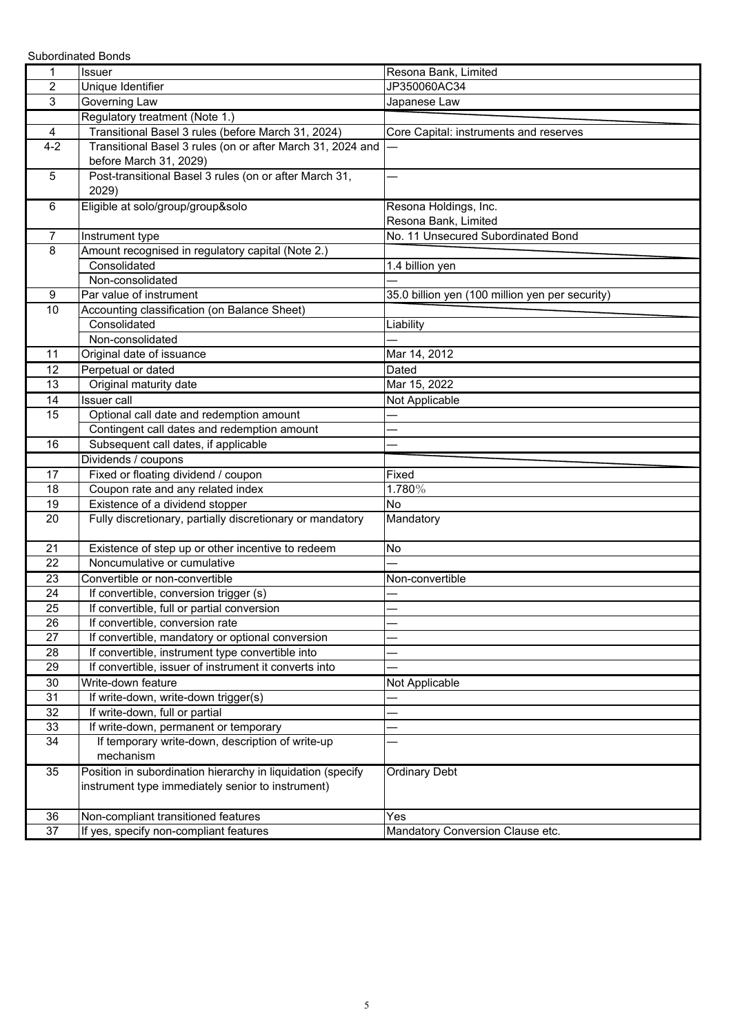Subordinated Bonds

| | | |
|---|---|---|
| 1 | Issuer | Resona Bank, Limited |
| 2 | Unique Identifier | JP350060AC34 |
| 3 | Governing Law | Japanese Law |
| | Regulatory treatment (Note 1.) | |
| 4 | Transitional Basel 3 rules (before March 31, 2024) | Core Capital: instruments and reserves |
| 4-2 | Transitional Basel 3 rules (on or after March 31, 2024 and before March 31, 2029) | — |
| 5 | Post-transitional Basel 3 rules (on or after March 31, 2029) | — |
| 6 | Eligible at solo/group/group&solo | Resona Holdings, Inc.<br>Resona Bank, Limited |
| 7 | Instrument type | No. 11 Unsecured Subordinated Bond |
| 8 | Amount recognised in regulatory capital (Note 2.) | |
| | Consolidated | 1.4 billion yen |
| | Non-consolidated | — |
| 9 | Par value of instrument | 35.0 billion yen (100 million yen per security) |
| 10 | Accounting classification (on Balance Sheet) | |
| | Consolidated | Liability |
| | Non-consolidated | — |
| 11 | Original date of issuance | Mar 14, 2012 |
| 12 | Perpetual or dated | Dated |
| 13 | Original maturity date | Mar 15, 2022 |
| 14 | Issuer call | Not Applicable |
| 15 | Optional call date and redemption amount | — |
| | Contingent call dates and redemption amount | — |
| 16 | Subsequent call dates, if applicable | — |
| | Dividends / coupons | |
| 17 | Fixed or floating dividend / coupon | Fixed |
| 18 | Coupon rate and any related index | 1.780% |
| 19 | Existence of a dividend stopper | No |
| 20 | Fully discretionary, partially discretionary or mandatory | Mandatory |
| 21 | Existence of step up or other incentive to redeem | No |
| 22 | Noncumulative or cumulative | — |
| 23 | Convertible or non-convertible | Non-convertible |
| 24 | If convertible, conversion trigger (s) | — |
| 25 | If convertible, full or partial conversion | — |
| 26 | If convertible, conversion rate | — |
| 27 | If convertible, mandatory or optional conversion | — |
| 28 | If convertible, instrument type convertible into | — |
| 29 | If convertible, issuer of instrument it converts into | — |
| 30 | Write-down feature | Not Applicable |
| 31 | If write-down, write-down trigger(s) | — |
| 32 | If write-down, full or partial | — |
| 33 | If write-down, permanent or temporary | — |
| 34 | If temporary write-down, description of write-up mechanism | — |
| 35 | Position in subordination hierarchy in liquidation (specify instrument type immediately senior to instrument) | Ordinary Debt |
| 36 | Non-compliant transitioned features | Yes |
| 37 | If yes, specify non-compliant features | Mandatory Conversion Clause etc. |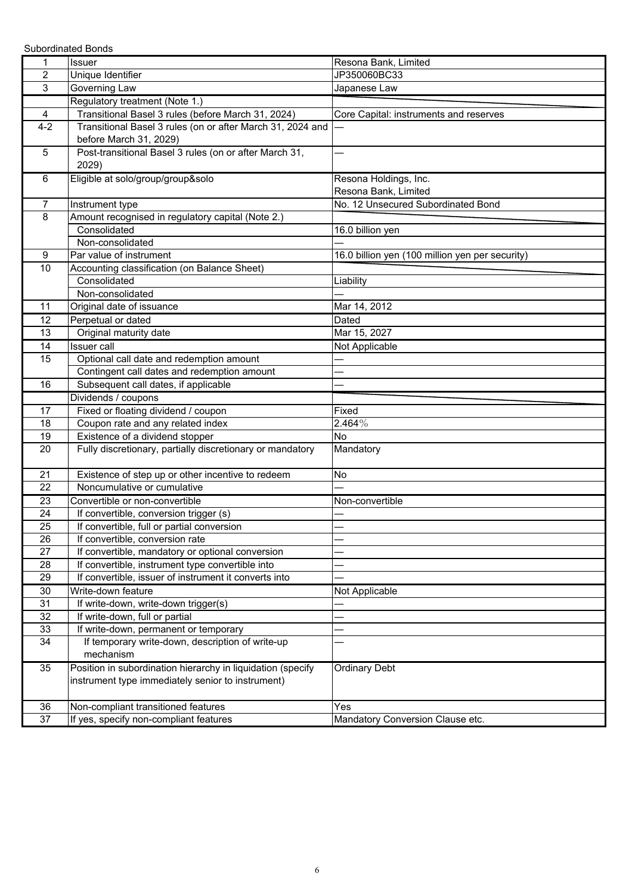Subordinated Bonds

| | | |
|---|---|---|
| 1 | Issuer | Resona Bank, Limited |
| 2 | Unique Identifier | JP350060BC33 |
| 3 | Governing Law | Japanese Law |
| | Regulatory treatment (Note 1.) | |
| 4 | Transitional Basel 3 rules (before March 31, 2024) | Core Capital: instruments and reserves |
| 4-2 | Transitional Basel 3 rules (on or after March 31, 2024 and before March 31, 2029) | — |
| 5 | Post-transitional Basel 3 rules (on or after March 31, 2029) | — |
| 6 | Eligible at solo/group/group&solo | Resona Holdings, Inc.<br>Resona Bank, Limited |
| 7 | Instrument type | No. 12 Unsecured Subordinated Bond |
| 8 | Amount recognised in regulatory capital (Note 2.) | |
| | Consolidated | 16.0 billion yen |
| | Non-consolidated | — |
| 9 | Par value of instrument | 16.0 billion yen (100 million yen per security) |
| 10 | Accounting classification (on Balance Sheet) | |
| | Consolidated | Liability |
| | Non-consolidated | — |
| 11 | Original date of issuance | Mar 14, 2012 |
| 12 | Perpetual or dated | Dated |
| 13 | Original maturity date | Mar 15, 2027 |
| 14 | Issuer call | Not Applicable |
| 15 | Optional call date and redemption amount | — |
| | Contingent call dates and redemption amount | — |
| 16 | Subsequent call dates, if applicable | — |
| | Dividends / coupons | |
| 17 | Fixed or floating dividend / coupon | Fixed |
| 18 | Coupon rate and any related index | 2.464％ |
| 19 | Existence of a dividend stopper | No |
| 20 | Fully discretionary, partially discretionary or mandatory | Mandatory |
| 21 | Existence of step up or other incentive to redeem | No |
| 22 | Noncumulative or cumulative | — |
| 23 | Convertible or non-convertible | Non-convertible |
| 24 | If convertible, conversion trigger (s) | — |
| 25 | If convertible, full or partial conversion | — |
| 26 | If convertible, conversion rate | — |
| 27 | If convertible, mandatory or optional conversion | — |
| 28 | If convertible, instrument type convertible into | — |
| 29 | If convertible, issuer of instrument it converts into | — |
| 30 | Write-down feature | Not Applicable |
| 31 | If write-down, write-down trigger(s) | — |
| 32 | If write-down, full or partial | — |
| 33 | If write-down, permanent or temporary | — |
| 34 | If temporary write-down, description of write-up mechanism | — |
| 35 | Position in subordination hierarchy in liquidation (specify instrument type immediately senior to instrument) | Ordinary Debt |
| 36 | Non-compliant transitioned features | Yes |
| 37 | If yes, specify non-compliant features | Mandatory Conversion Clause etc. |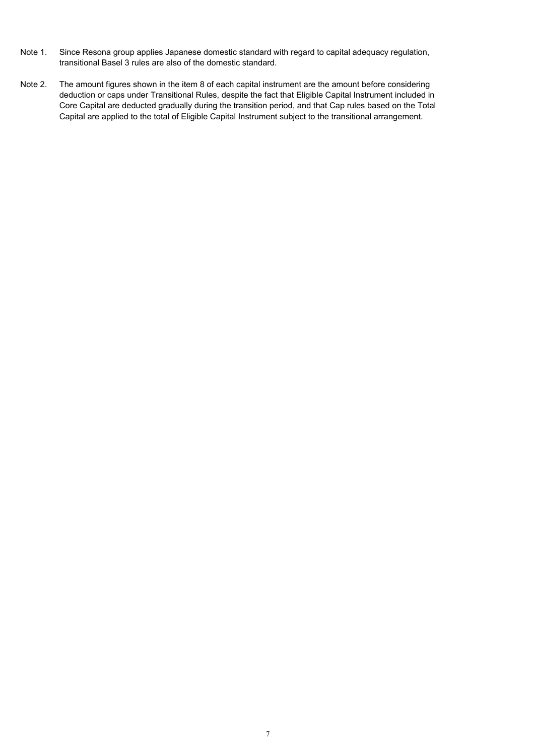Note 1. Since Resona group applies Japanese domestic standard with regard to capital adequacy regulation, transitional Basel 3 rules are also of the domestic standard.

Note 2. The amount figures shown in the item 8 of each capital instrument are the amount before considering deduction or caps under Transitional Rules, despite the fact that Eligible Capital Instrument included in Core Capital are deducted gradually during the transition period, and that Cap rules based on the Total Capital are applied to the total of Eligible Capital Instrument subject to the transitional arrangement.